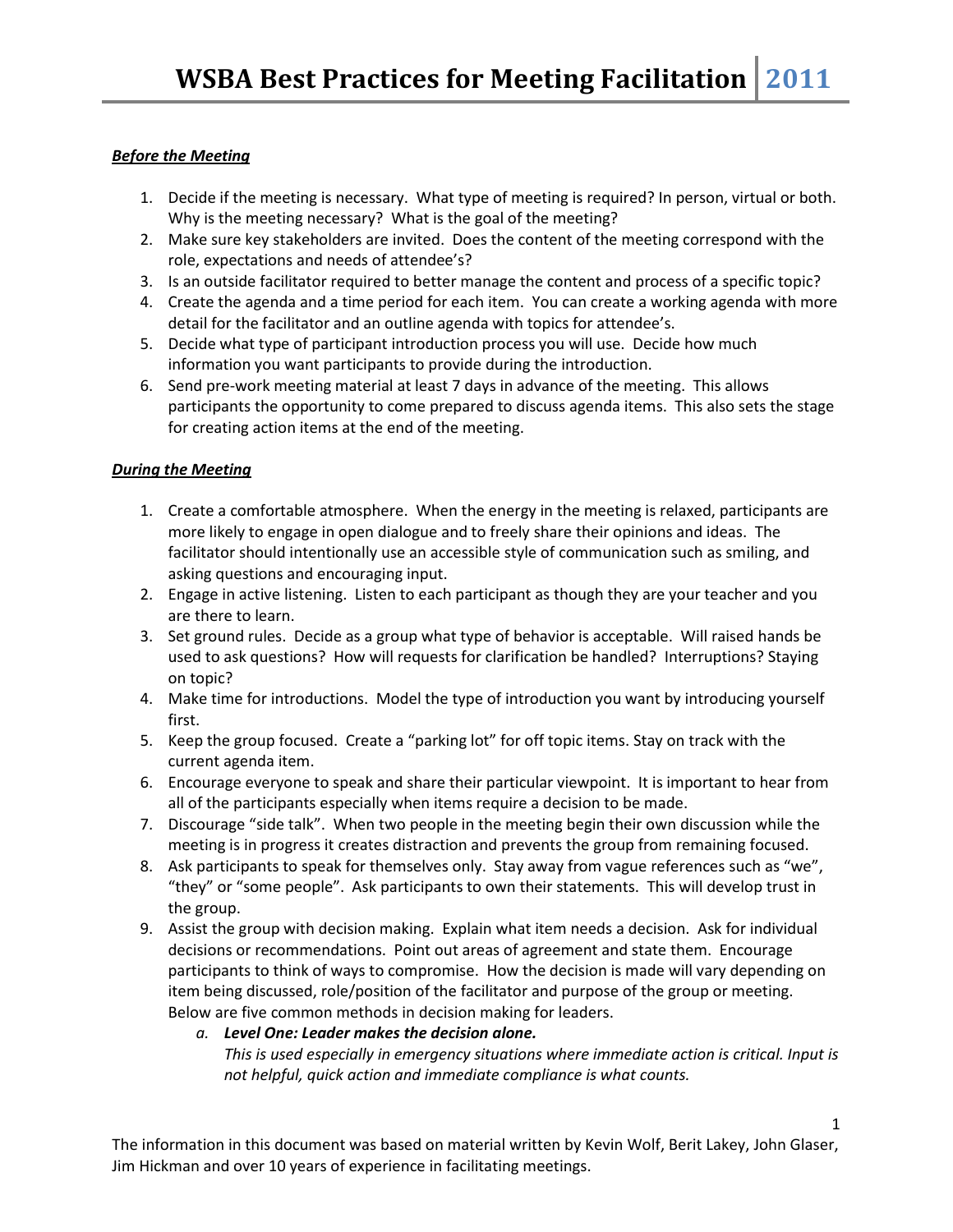# WSBA Best Practices for Meeting Facilitation | 2011

***Before the Meeting***

1. Decide if the meeting is necessary. What type of meeting is required? In person, virtual or both. Why is the meeting necessary? What is the goal of the meeting?
2. Make sure key stakeholders are invited. Does the content of the meeting correspond with the role, expectations and needs of attendee's?
3. Is an outside facilitator required to better manage the content and process of a specific topic?
4. Create the agenda and a time period for each item. You can create a working agenda with more detail for the facilitator and an outline agenda with topics for attendee's.
5. Decide what type of participant introduction process you will use. Decide how much information you want participants to provide during the introduction.
6. Send pre-work meeting material at least 7 days in advance of the meeting. This allows participants the opportunity to come prepared to discuss agenda items. This also sets the stage for creating action items at the end of the meeting.

***During the Meeting***

1. Create a comfortable atmosphere. When the energy in the meeting is relaxed, participants are more likely to engage in open dialogue and to freely share their opinions and ideas. The facilitator should intentionally use an accessible style of communication such as smiling, and asking questions and encouraging input.
2. Engage in active listening. Listen to each participant as though they are your teacher and you are there to learn.
3. Set ground rules. Decide as a group what type of behavior is acceptable. Will raised hands be used to ask questions? How will requests for clarification be handled? Interruptions? Staying on topic?
4. Make time for introductions. Model the type of introduction you want by introducing yourself first.
5. Keep the group focused. Create a "parking lot" for off topic items. Stay on track with the current agenda item.
6. Encourage everyone to speak and share their particular viewpoint. It is important to hear from all of the participants especially when items require a decision to be made.
7. Discourage "side talk". When two people in the meeting begin their own discussion while the meeting is in progress it creates distraction and prevents the group from remaining focused.
8. Ask participants to speak for themselves only. Stay away from vague references such as "we", "they" or "some people". Ask participants to own their statements. This will develop trust in the group.
9. Assist the group with decision making. Explain what item needs a decision. Ask for individual decisions or recommendations. Point out areas of agreement and state them. Encourage participants to think of ways to compromise. How the decision is made will vary depending on item being discussed, role/position of the facilitator and purpose of the group or meeting. Below are five common methods in decision making for leaders.
   a. ***Level One: Leader makes the decision alone.***
   *This is used especially in emergency situations where immediate action is critical. Input is not helpful, quick action and immediate compliance is what counts.*

The information in this document was based on material written by Kevin Wolf, Berit Lakey, John Glaser, Jim Hickman and over 10 years of experience in facilitating meetings.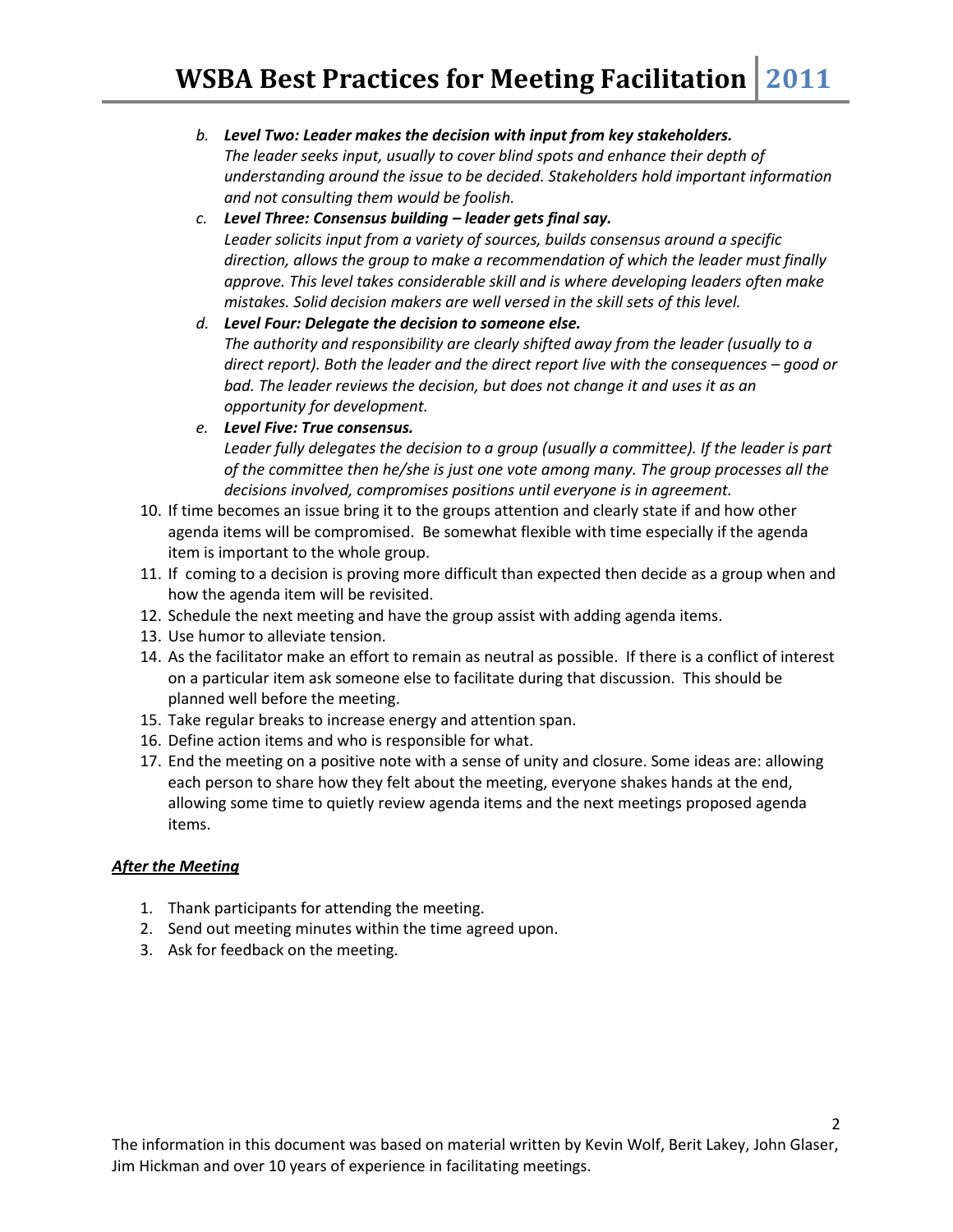b. ***Level Two: Leader makes the decision with input from key stakeholders.***
   *The leader seeks input, usually to cover blind spots and enhance their depth of understanding around the issue to be decided. Stakeholders hold important information and not consulting them would be foolish.*
c. ***Level Three: Consensus building – leader gets final say.***
   *Leader solicits input from a variety of sources, builds consensus around a specific direction, allows the group to make a recommendation of which the leader must finally approve. This level takes considerable skill and is where developing leaders often make mistakes. Solid decision makers are well versed in the skill sets of this level.*
d. ***Level Four: Delegate the decision to someone else.***
   *The authority and responsibility are clearly shifted away from the leader (usually to a direct report). Both the leader and the direct report live with the consequences – good or bad. The leader reviews the decision, but does not change it and uses it as an opportunity for development.*
e. ***Level Five: True consensus.***
   *Leader fully delegates the decision to a group (usually a committee). If the leader is part of the committee then he/she is just one vote among many. The group processes all the decisions involved, compromises positions until everyone is in agreement.*

10. If time becomes an issue bring it to the groups attention and clearly state if and how other agenda items will be compromised. Be somewhat flexible with time especially if the agenda item is important to the whole group.
11. If coming to a decision is proving more difficult than expected then decide as a group when and how the agenda item will be revisited.
12. Schedule the next meeting and have the group assist with adding agenda items.
13. Use humor to alleviate tension.
14. As the facilitator make an effort to remain as neutral as possible. If there is a conflict of interest on a particular item ask someone else to facilitate during that discussion. This should be planned well before the meeting.
15. Take regular breaks to increase energy and attention span.
16. Define action items and who is responsible for what.
17. End the meeting on a positive note with a sense of unity and closure. Some ideas are: allowing each person to share how they felt about the meeting, everyone shakes hands at the end, allowing some time to quietly review agenda items and the next meetings proposed agenda items.

***After the Meeting***

1. Thank participants for attending the meeting.
2. Send out meeting minutes within the time agreed upon.
3. Ask for feedback on the meeting.

The information in this document was based on material written by Kevin Wolf, Berit Lakey, John Glaser, Jim Hickman and over 10 years of experience in facilitating meetings.